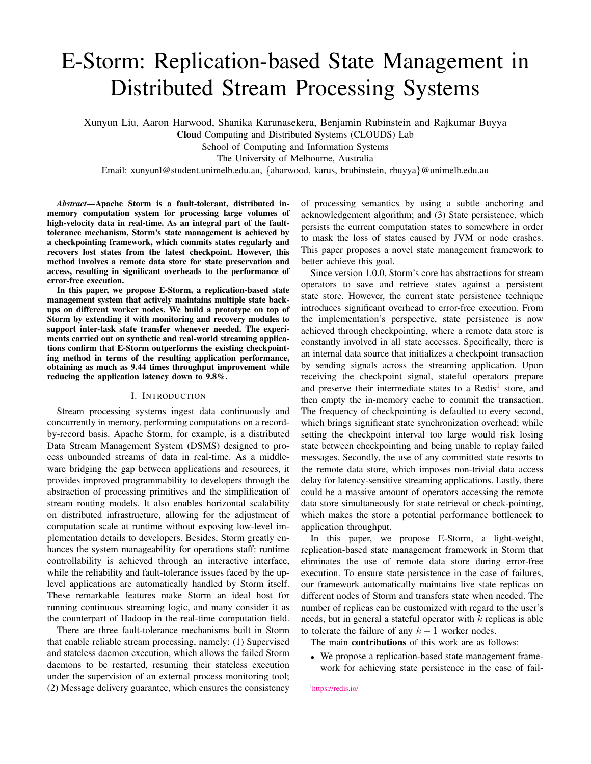# E-Storm: Replication-based State Management in Distributed Stream Processing Systems

Xunyun Liu, Aaron Harwood, Shanika Karunasekera, Benjamin Rubinstein and Rajkumar Buyya
**Clou**d Computing and **D**istributed **S**ystems (CLOUDS) Lab
School of Computing and Information Systems
The University of Melbourne, Australia
Email: xunyunl@student.unimelb.edu.au, {aharwood, karus, brubinstein, rbuyya}@unimelb.edu.au

***Abstract*—Apache Storm is a fault-tolerant, distributed in-memory computation system for processing large volumes of high-velocity data in real-time. As an integral part of the fault-tolerance mechanism, Storm's state management is achieved by a checkpointing framework, which commits states regularly and recovers lost states from the latest checkpoint. However, this method involves a remote data store for state preservation and access, resulting in significant overheads to the performance of error-free execution.**

**In this paper, we propose E-Storm, a replication-based state management system that actively maintains multiple state backups on different worker nodes. We build a prototype on top of Storm by extending it with monitoring and recovery modules to support inter-task state transfer whenever needed. The experiments carried out on synthetic and real-world streaming applications confirm that E-Storm outperforms the existing checkpointing method in terms of the resulting application performance, obtaining as much as 9.44 times throughput improvement while reducing the application latency down to 9.8%.**

## I. Introduction

Stream processing systems ingest data continuously and concurrently in memory, performing computations on a record-by-record basis. Apache Storm, for example, is a distributed Data Stream Management System (DSMS) designed to process unbounded streams of data in real-time. As a middleware bridging the gap between applications and resources, it provides improved programmability to developers through the abstraction of processing primitives and the simplification of stream routing models. It also enables horizontal scalability on distributed infrastructure, allowing for the adjustment of computation scale at runtime without exposing low-level implementation details to developers. Besides, Storm greatly enhances the system manageability for operations staff: runtime controllability is achieved through an interactive interface, while the reliability and fault-tolerance issues faced by the up-level applications are automatically handled by Storm itself. These remarkable features make Storm an ideal host for running continuous streaming logic, and many consider it as the counterpart of Hadoop in the real-time computation field.

There are three fault-tolerance mechanisms built in Storm that enable reliable stream processing, namely: (1) Supervised and stateless daemon execution, which allows the failed Storm daemons to be restarted, resuming their stateless execution under the supervision of an external process monitoring tool; (2) Message delivery guarantee, which ensures the consistency of processing semantics by using a subtle anchoring and acknowledgement algorithm; and (3) State persistence, which persists the current computation states to somewhere in order to mask the loss of states caused by JVM or node crashes. This paper proposes a novel state management framework to better achieve this goal.

Since version 1.0.0, Storm's core has abstractions for stream operators to save and retrieve states against a persistent state store. However, the current state persistence technique introduces significant overhead to error-free execution. From the implementation's perspective, state persistence is now achieved through checkpointing, where a remote data store is constantly involved in all state accesses. Specifically, there is an internal data source that initializes a checkpoint transaction by sending signals across the streaming application. Upon receiving the checkpoint signal, stateful operators prepare and preserve their intermediate states to a Redis[1] store, and then empty the in-memory cache to commit the transaction. The frequency of checkpointing is defaulted to every second, which brings significant state synchronization overhead; while setting the checkpoint interval too large would risk losing state between checkpointing and being unable to replay failed messages. Secondly, the use of any committed state resorts to the remote data store, which imposes non-trivial data access delay for latency-sensitive streaming applications. Lastly, there could be a massive amount of operators accessing the remote data store simultaneously for state retrieval or check-pointing, which makes the store a potential performance bottleneck to application throughput.

In this paper, we propose E-Storm, a light-weight, replication-based state management framework in Storm that eliminates the use of remote data store during error-free execution. To ensure state persistence in the case of failures, our framework automatically maintains live state replicas on different nodes of Storm and transfers state when needed. The number of replicas can be customized with regard to the user's needs, but in general a stateful operator with $k$ replicas is able to tolerate the failure of any $k-1$ worker nodes.

The main **contributions** of this work are as follows:

- We propose a replication-based state management framework for achieving state persistence in the case of fail-

[1] https://redis.io/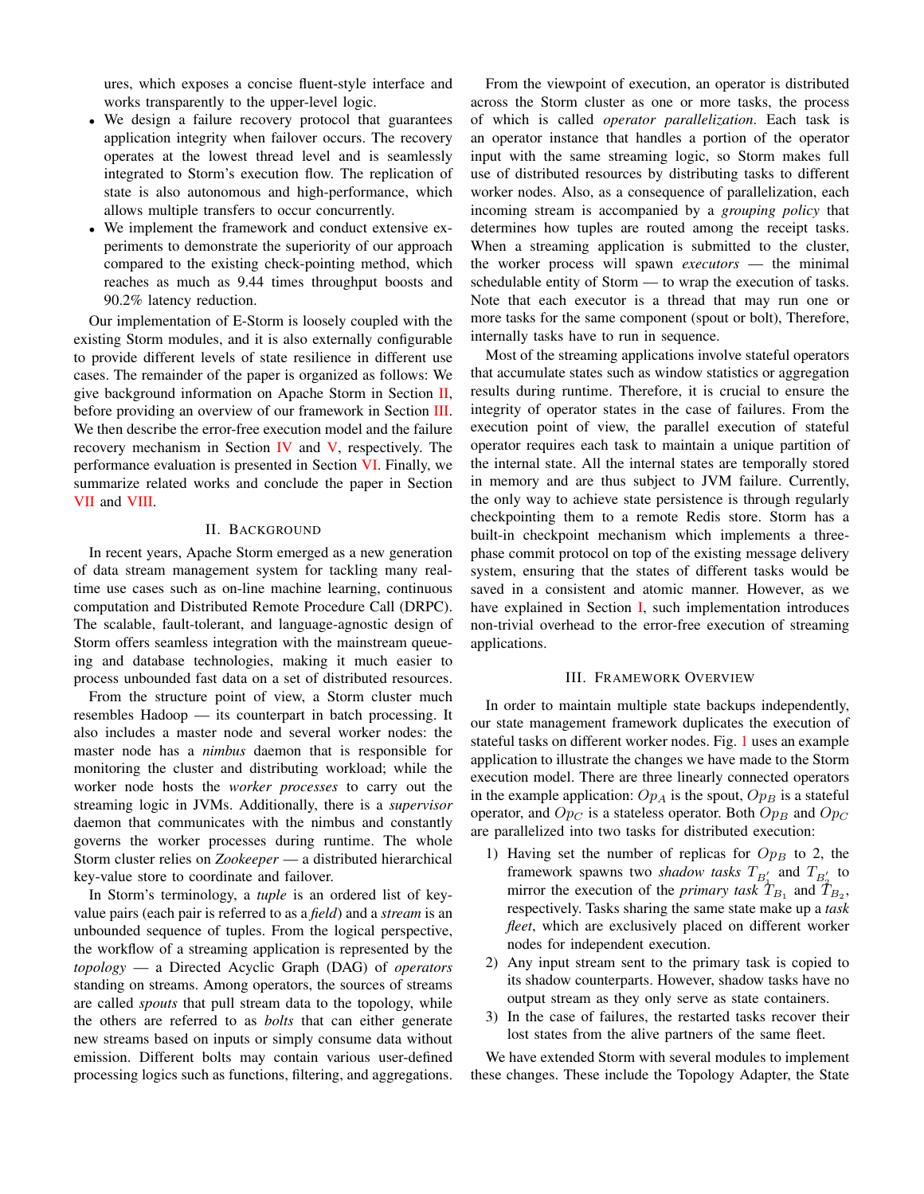ures, which exposes a concise fluent-style interface and works transparently to the upper-level logic.

- We design a failure recovery protocol that guarantees application integrity when failover occurs. The recovery operates at the lowest thread level and is seamlessly integrated to Storm's execution flow. The replication of state is also autonomous and high-performance, which allows multiple transfers to occur concurrently.
- We implement the framework and conduct extensive experiments to demonstrate the superiority of our approach compared to the existing check-pointing method, which reaches as much as 9.44 times throughput boosts and 90.2% latency reduction.

Our implementation of E-Storm is loosely coupled with the existing Storm modules, and it is also externally configurable to provide different levels of state resilience in different use cases. The remainder of the paper is organized as follows: We give background information on Apache Storm in Section II, before providing an overview of our framework in Section III. We then describe the error-free execution model and the failure recovery mechanism in Section IV and V, respectively. The performance evaluation is presented in Section VI. Finally, we summarize related works and conclude the paper in Section VII and VIII.

## II. Background

In recent years, Apache Storm emerged as a new generation of data stream management system for tackling many real-time use cases such as on-line machine learning, continuous computation and Distributed Remote Procedure Call (DRPC). The scalable, fault-tolerant, and language-agnostic design of Storm offers seamless integration with the mainstream queueing and database technologies, making it much easier to process unbounded fast data on a set of distributed resources.

From the structure point of view, a Storm cluster much resembles Hadoop — its counterpart in batch processing. It also includes a master node and several worker nodes: the master node has a *nimbus* daemon that is responsible for monitoring the cluster and distributing workload; while the worker node hosts the *worker processes* to carry out the streaming logic in JVMs. Additionally, there is a *supervisor* daemon that communicates with the nimbus and constantly governs the worker processes during runtime. The whole Storm cluster relies on *Zookeeper* — a distributed hierarchical key-value store to coordinate and failover.

In Storm's terminology, a *tuple* is an ordered list of key-value pairs (each pair is referred to as a *field*) and a *stream* is an unbounded sequence of tuples. From the logical perspective, the workflow of a streaming application is represented by the *topology* — a Directed Acyclic Graph (DAG) of *operators* standing on streams. Among operators, the sources of streams are called *spouts* that pull stream data to the topology, while the others are referred to as *bolts* that can either generate new streams based on inputs or simply consume data without emission. Different bolts may contain various user-defined processing logics such as functions, filtering, and aggregations.

From the viewpoint of execution, an operator is distributed across the Storm cluster as one or more tasks, the process of which is called *operator parallelization*. Each task is an operator instance that handles a portion of the operator input with the same streaming logic, so Storm makes full use of distributed resources by distributing tasks to different worker nodes. Also, as a consequence of parallelization, each incoming stream is accompanied by a *grouping policy* that determines how tuples are routed among the receipt tasks. When a streaming application is submitted to the cluster, the worker process will spawn *executors* — the minimal schedulable entity of Storm — to wrap the execution of tasks. Note that each executor is a thread that may run one or more tasks for the same component (spout or bolt), Therefore, internally tasks have to run in sequence.

Most of the streaming applications involve stateful operators that accumulate states such as window statistics or aggregation results during runtime. Therefore, it is crucial to ensure the integrity of operator states in the case of failures. From the execution point of view, the parallel execution of stateful operator requires each task to maintain a unique partition of the internal state. All the internal states are temporally stored in memory and are thus subject to JVM failure. Currently, the only way to achieve state persistence is through regularly checkpointing them to a remote Redis store. Storm has a built-in checkpoint mechanism which implements a three-phase commit protocol on top of the existing message delivery system, ensuring that the states of different tasks would be saved in a consistent and atomic manner. However, as we have explained in Section I, such implementation introduces non-trivial overhead to the error-free execution of streaming applications.

## III. Framework Overview

In order to maintain multiple state backups independently, our state management framework duplicates the execution of stateful tasks on different worker nodes. Fig. 1 uses an example application to illustrate the changes we have made to the Storm execution model. There are three linearly connected operators in the example application: $Op_A$ is the spout, $Op_B$ is a stateful operator, and $Op_C$ is a stateless operator. Both $Op_B$ and $Op_C$ are parallelized into two tasks for distributed execution:

1) Having set the number of replicas for $Op_B$ to 2, the framework spawns two *shadow tasks* $T_{B'_1}$ and $T_{B'_2}$ to mirror the execution of the *primary task* $T_{B_1}$ and $T_{B_2}$, respectively. Tasks sharing the same state make up a *task fleet*, which are exclusively placed on different worker nodes for independent execution.
2) Any input stream sent to the primary task is copied to its shadow counterparts. However, shadow tasks have no output stream as they only serve as state containers.
3) In the case of failures, the restarted tasks recover their lost states from the alive partners of the same fleet.

We have extended Storm with several modules to implement these changes. These include the Topology Adapter, the State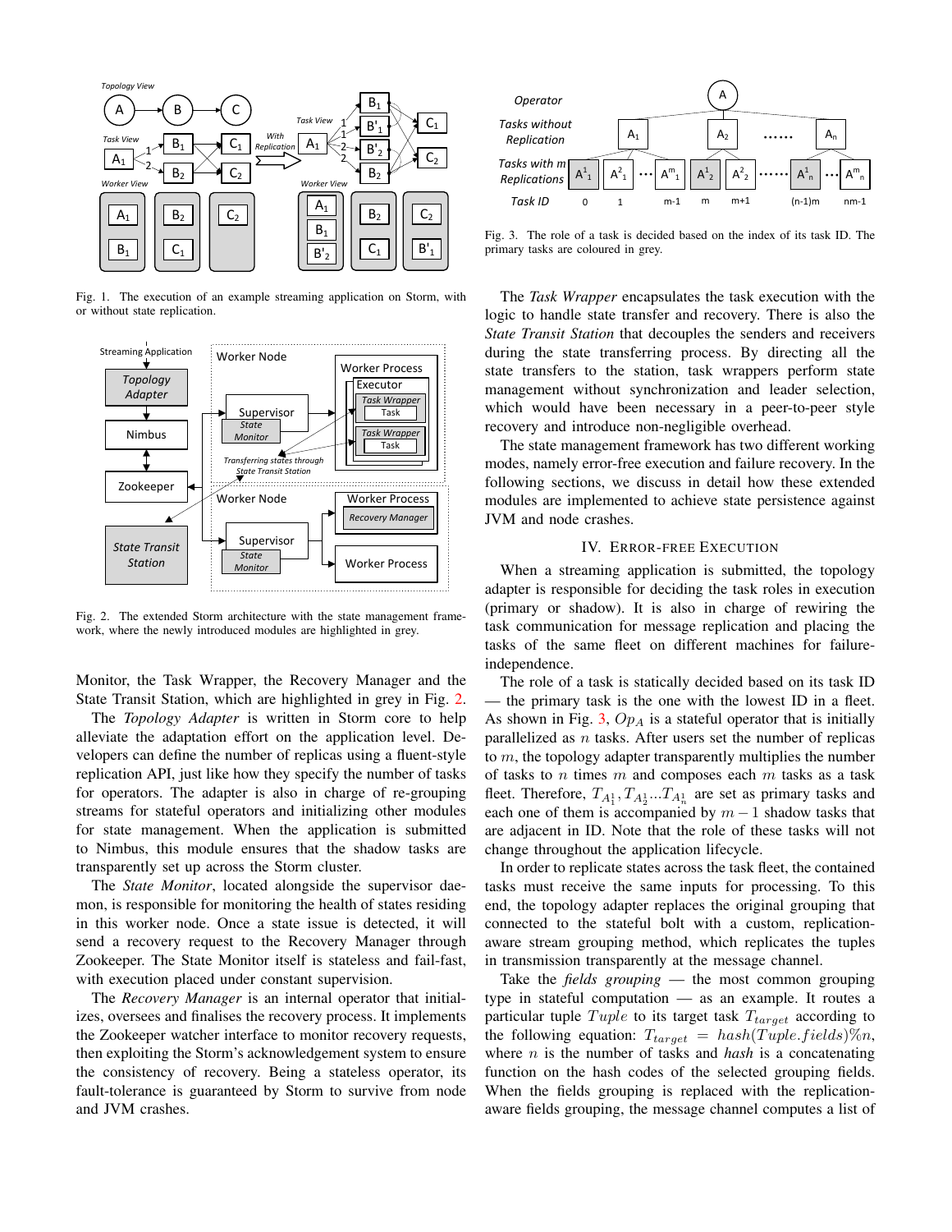Fig. 1. The execution of an example streaming application on Storm, with or without state replication.

Fig. 2. The extended Storm architecture with the state management framework, where the newly introduced modules are highlighted in grey.

Monitor, the Task Wrapper, the Recovery Manager and the State Transit Station, which are highlighted in grey in Fig. 2.

The *Topology Adapter* is written in Storm core to help alleviate the adaptation effort on the application level. Developers can define the number of replicas using a fluent-style replication API, just like how they specify the number of tasks for operators. The adapter is also in charge of re-grouping streams for stateful operators and initializing other modules for state management. When the application is submitted to Nimbus, this module ensures that the shadow tasks are transparently set up across the Storm cluster.

The *State Monitor*, located alongside the supervisor daemon, is responsible for monitoring the health of states residing in this worker node. Once a state issue is detected, it will send a recovery request to the Recovery Manager through Zookeeper. The State Monitor itself is stateless and fail-fast, with execution placed under constant supervision.

The *Recovery Manager* is an internal operator that initializes, oversees and finalises the recovery process. It implements the Zookeeper watcher interface to monitor recovery requests, then exploiting the Storm's acknowledgement system to ensure the consistency of recovery. Being a stateless operator, its fault-tolerance is guaranteed by Storm to survive from node and JVM crashes.

Fig. 3. The role of a task is decided based on the index of its task ID. The primary tasks are coloured in grey.

The *Task Wrapper* encapsulates the task execution with the logic to handle state transfer and recovery. There is also the *State Transit Station* that decouples the senders and receivers during the state transferring process. By directing all the state transfers to the station, task wrappers perform state management without synchronization and leader selection, which would have been necessary in a peer-to-peer style recovery and introduce non-negligible overhead.

The state management framework has two different working modes, namely error-free execution and failure recovery. In the following sections, we discuss in detail how these extended modules are implemented to achieve state persistence against JVM and node crashes.

## IV. Error-free Execution

When a streaming application is submitted, the topology adapter is responsible for deciding the task roles in execution (primary or shadow). It is also in charge of rewiring the task communication for message replication and placing the tasks of the same fleet on different machines for failure-independence.

The role of a task is statically decided based on its task ID — the primary task is the one with the lowest ID in a fleet. As shown in Fig. 3, $Op_A$ is a stateful operator that is initially parallelized as $n$ tasks. After users set the number of replicas to $m$, the topology adapter transparently multiplies the number of tasks to $n$ times $m$ and composes each $m$ tasks as a task fleet. Therefore, $T_{A_1^1}, T_{A_2^1} ... T_{A_n^1}$ are set as primary tasks and each one of them is accompanied by $m-1$ shadow tasks that are adjacent in ID. Note that the role of these tasks will not change throughout the application lifecycle.

In order to replicate states across the task fleet, the contained tasks must receive the same inputs for processing. To this end, the topology adapter replaces the original grouping that connected to the stateful bolt with a custom, replication-aware stream grouping method, which replicates the tuples in transmission transparently at the message channel.

Take the *fields grouping* — the most common grouping type in stateful computation — as an example. It routes a particular tuple $Tuple$ to its target task $T_{target}$ according to the following equation: $T_{target} = hash(Tuple.fields)\%n$, where $n$ is the number of tasks and *hash* is a concatenating function on the hash codes of the selected grouping fields. When the fields grouping is replaced with the replication-aware fields grouping, the message channel computes a list of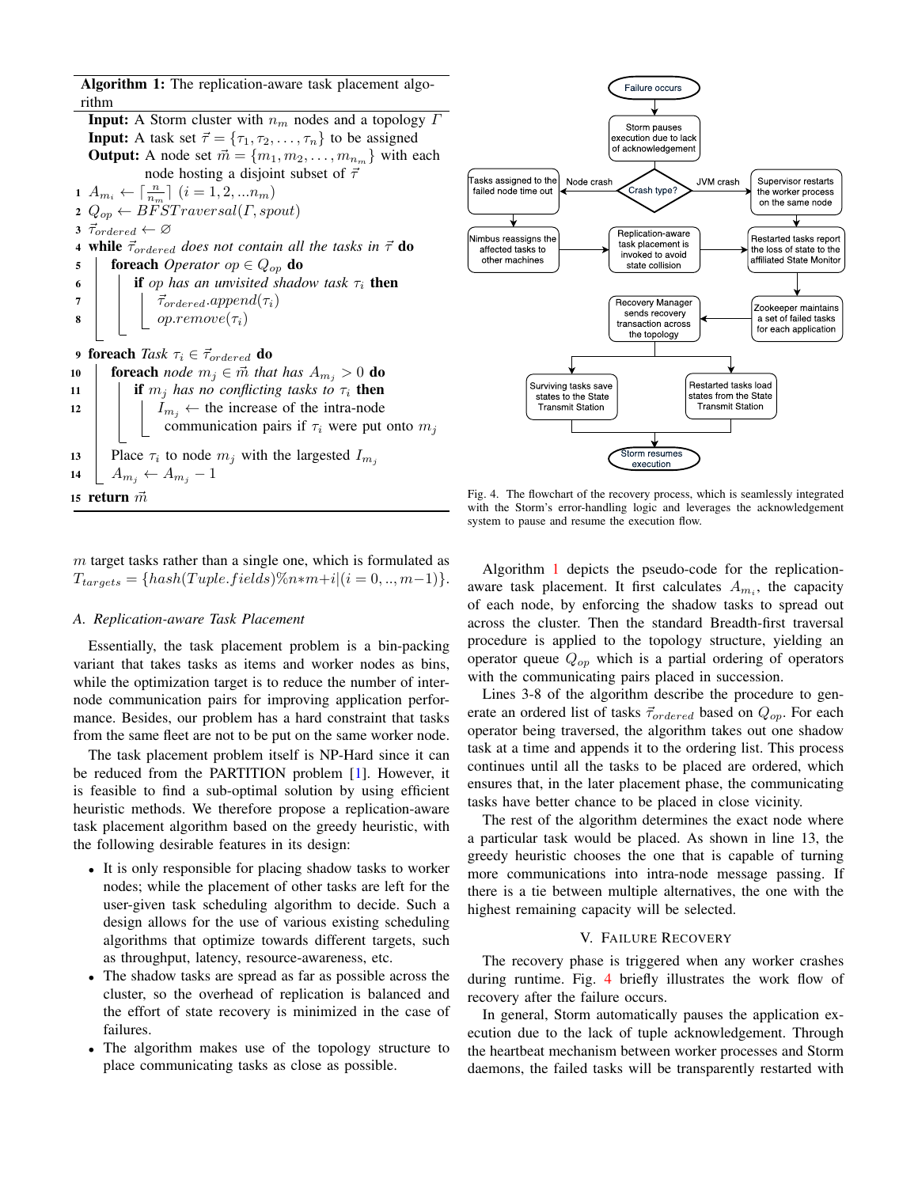**Algorithm 1:** The replication-aware task placement algorithm

**Input:** A Storm cluster with $n_m$ nodes and a topology $\Gamma$
**Input:** A task set $\vec{\tau} = \{\tau_1, \tau_2, \ldots, \tau_n\}$ to be assigned
**Output:** A node set $\vec{m} = \{m_1, m_2, \ldots, m_{n_m}\}$ with each node hosting a disjoint subset of $\vec{\tau}$

```
1  A_{m_i} ← ⌈n / n_m⌉ (i = 1, 2, ...n_m)
2  Q_op ← BFSTraversal(Γ, spout)
3  τ_ordered ← ∅
4  while τ_ordered does not contain all the tasks in τ do
5      foreach Operator op ∈ Q_op do
6          if op has an unvisited shadow task τ_i then
7              τ_ordered.append(τ_i)
8              op.remove(τ_i)
9  foreach Task τ_i ∈ τ_ordered do
10     foreach node m_j ∈ m that has A_{m_j} > 0 do
11         if m_j has no conflicting tasks to τ_i then
12             I_{m_j} ← the increase of the intra-node
                   communication pairs if τ_i were put onto m_j
13     Place τ_i to node m_j with the largested I_{m_j}
14     A_{m_j} ← A_{m_j} − 1
15 return m
```

$m$ target tasks rather than a single one, which is formulated as $T_{targets} = \{hash(Tuple.fields)\%n{*}m{+}i|(i=0,..,m{-}1)\}$.

### A. Replication-aware Task Placement

Essentially, the task placement problem is a bin-packing variant that takes tasks as items and worker nodes as bins, while the optimization target is to reduce the number of inter-node communication pairs for improving application performance. Besides, our problem has a hard constraint that tasks from the same fleet are not to be put on the same worker node.

The task placement problem itself is NP-Hard since it can be reduced from the PARTITION problem [1]. However, it is feasible to find a sub-optimal solution by using efficient heuristic methods. We therefore propose a replication-aware task placement algorithm based on the greedy heuristic, with the following desirable features in its design:

- It is only responsible for placing shadow tasks to worker nodes; while the placement of other tasks are left for the user-given task scheduling algorithm to decide. Such a design allows for the use of various existing scheduling algorithms that optimize towards different targets, such as throughput, latency, resource-awareness, etc.
- The shadow tasks are spread as far as possible across the cluster, so the overhead of replication is balanced and the effort of state recovery is minimized in the case of failures.
- The algorithm makes use of the topology structure to place communicating tasks as close as possible.

Fig. 4. The flowchart of the recovery process, which is seamlessly integrated with the Storm's error-handling logic and leverages the acknowledgement system to pause and resume the execution flow.

Algorithm 1 depicts the pseudo-code for the replication-aware task placement. It first calculates $A_{m_i}$, the capacity of each node, by enforcing the shadow tasks to spread out across the cluster. Then the standard Breadth-first traversal procedure is applied to the topology structure, yielding an operator queue $Q_{op}$ which is a partial ordering of operators with the communicating pairs placed in succession.

Lines 3-8 of the algorithm describe the procedure to generate an ordered list of tasks $\vec{\tau}_{ordered}$ based on $Q_{op}$. For each operator being traversed, the algorithm takes out one shadow task at a time and appends it to the ordering list. This process continues until all the tasks to be placed are ordered, which ensures that, in the later placement phase, the communicating tasks have better chance to be placed in close vicinity.

The rest of the algorithm determines the exact node where a particular task would be placed. As shown in line 13, the greedy heuristic chooses the one that is capable of turning more communications into intra-node message passing. If there is a tie between multiple alternatives, the one with the highest remaining capacity will be selected.

## V. Failure Recovery

The recovery phase is triggered when any worker crashes during runtime. Fig. 4 briefly illustrates the work flow of recovery after the failure occurs.

In general, Storm automatically pauses the application execution due to the lack of tuple acknowledgement. Through the heartbeat mechanism between worker processes and Storm daemons, the failed tasks will be transparently restarted with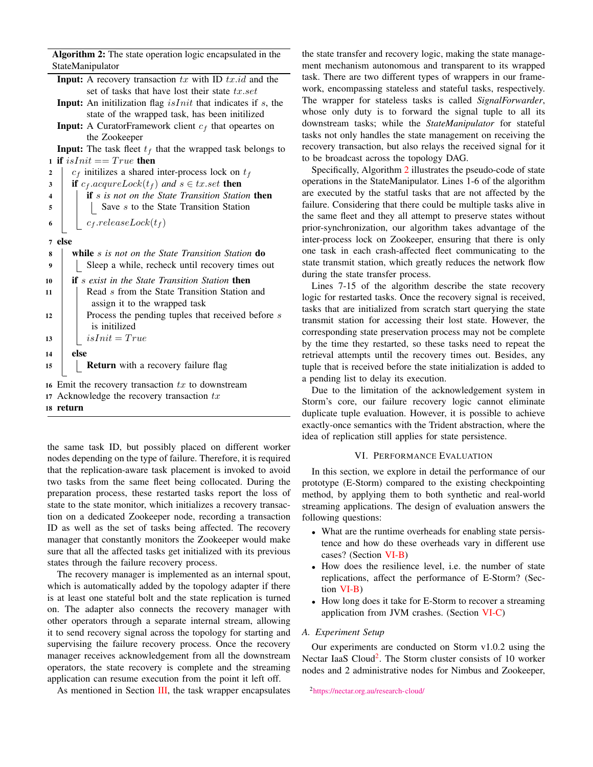**Algorithm 2:** The state operation logic encapsulated in the StateManipulator

```
Input: A recovery transaction tx with ID tx.id and the
       set of tasks that have lost their state tx.set
Input: An initilization flag isInit that indicates if s, the
       state of the wrapped task, has been initilized
Input: A CuratorFramework client c_f that opeartes on
       the Zookeeper
Input: The task fleet t_f that the wrapped task belongs to
1  if isInit == True then
2      c_f initilizes a shared inter-process lock on t_f
3      if c_f.acqureLock(t_f) and s ∈ tx.set then
4          if s is not on the State Transition Station then
5              Save s to the State Transition Station
6          c_f.releaseLock(t_f)
7  else
8      while s is not on the State Transition Station do
9          Sleep a while, recheck until recovery times out
10     if s exist in the State Transition Station then
11         Read s from the State Transition Station and
           assign it to the wrapped task
12         Process the pending tuples that received before s
           is initilized
13         isInit = True
14     else
15         Return with a recovery failure flag
16 Emit the recovery transaction tx to downstream
17 Acknowledge the recovery transaction tx
18 return
```

the same task ID, but possibly placed on different worker nodes depending on the type of failure. Therefore, it is required that the replication-aware task placement is invoked to avoid two tasks from the same fleet being collocated. During the preparation process, these restarted tasks report the loss of state to the state monitor, which initializes a recovery transaction on a dedicated Zookeeper node, recording a transaction ID as well as the set of tasks being affected. The recovery manager that constantly monitors the Zookeeper would make sure that all the affected tasks get initialized with its previous states through the failure recovery process.

The recovery manager is implemented as an internal spout, which is automatically added by the topology adapter if there is at least one stateful bolt and the state replication is turned on. The adapter also connects the recovery manager with other operators through a separate internal stream, allowing it to send recovery signal across the topology for starting and supervising the failure recovery process. Once the recovery manager receives acknowledgement from all the downstream operators, the state recovery is complete and the streaming application can resume execution from the point it left off.

As mentioned in Section III, the task wrapper encapsulates the state transfer and recovery logic, making the state management mechanism autonomous and transparent to its wrapped task. There are two different types of wrappers in our framework, encompassing stateless and stateful tasks, respectively. The wrapper for stateless tasks is called *SignalForwarder*, whose only duty is to forward the signal tuple to all its downstream tasks; while the *StateManipulator* for stateful tasks not only handles the state management on receiving the recovery transaction, but also relays the received signal for it to be broadcast across the topology DAG.

Specifically, Algorithm 2 illustrates the pseudo-code of state operations in the StateManipulator. Lines 1-6 of the algorithm are executed by the statful tasks that are not affected by the failure. Considering that there could be multiple tasks alive in the same fleet and they all attempt to preserve states without prior-synchronization, our algorithm takes advantage of the inter-process lock on Zookeeper, ensuring that there is only one task in each crash-affected fleet communicating to the state transmit station, which greatly reduces the network flow during the state transfer process.

Lines 7-15 of the algorithm describe the state recovery logic for restarted tasks. Once the recovery signal is received, tasks that are initialized from scratch start querying the state transmit station for accessing their lost state. However, the corresponding state preservation process may not be complete by the time they restarted, so these tasks need to repeat the retrieval attempts until the recovery times out. Besides, any tuple that is received before the state initialization is added to a pending list to delay its execution.

Due to the limitation of the acknowledgement system in Storm's core, our failure recovery logic cannot eliminate duplicate tuple evaluation. However, it is possible to achieve exactly-once semantics with the Trident abstraction, where the idea of replication still applies for state persistence.

## VI. Performance Evaluation

In this section, we explore in detail the performance of our prototype (E-Storm) compared to the existing checkpointing method, by applying them to both synthetic and real-world streaming applications. The design of evaluation answers the following questions:

- What are the runtime overheads for enabling state persistence and how do these overheads vary in different use cases? (Section VI-B)
- How does the resilience level, i.e. the number of state replications, affect the performance of E-Storm? (Section VI-B)
- How long does it take for E-Storm to recover a streaming application from JVM crashes. (Section VI-C)

### A. Experiment Setup

Our experiments are conducted on Storm v1.0.2 using the Nectar IaaS Cloud[2]. The Storm cluster consists of 10 worker nodes and 2 administrative nodes for Nimbus and Zookeeper,

[2] https://nectar.org.au/research-cloud/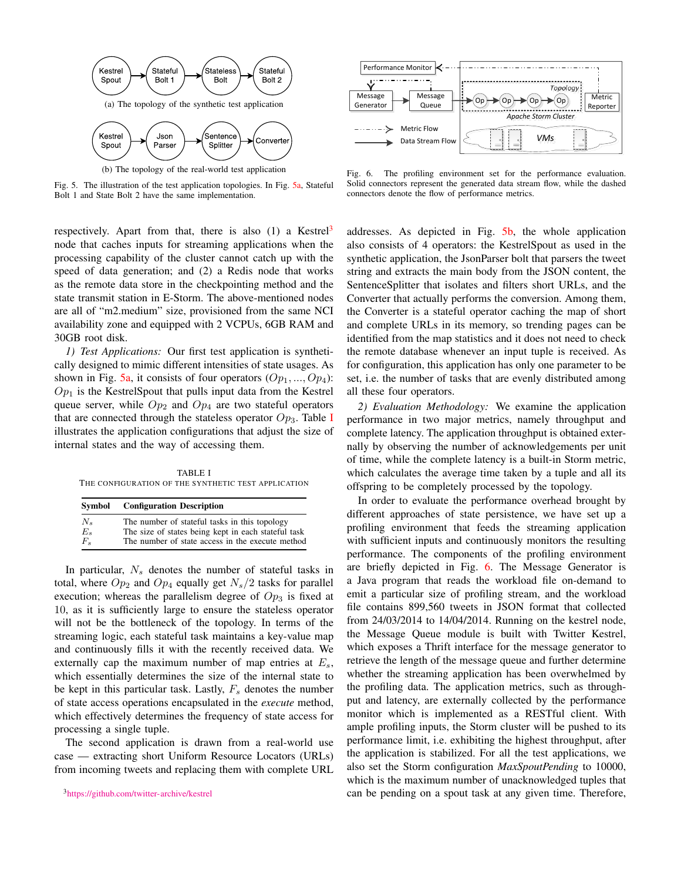(a) The topology of the synthetic test application

(b) The topology of the real-world test application

Fig. 5. The illustration of the test application topologies. In Fig. 5a, Stateful Bolt 1 and State Bolt 2 have the same implementation.

Fig. 6. The profiling environment set for the performance evaluation. Solid connectors represent the generated data stream flow, while the dashed connectors denote the flow of performance metrics.

respectively. Apart from that, there is also (1) a Kestrel[3] node that caches inputs for streaming applications when the processing capability of the cluster cannot catch up with the speed of data generation; and (2) a Redis node that works as the remote data store in the checkpointing method and the state transmit station in E-Storm. The above-mentioned nodes are all of "m2.medium" size, provisioned from the same NCI availability zone and equipped with 2 VCPUs, 6GB RAM and 30GB root disk.

*1) Test Applications:* Our first test application is synthetically designed to mimic different intensities of state usages. As shown in Fig. 5a, it consists of four operators ($Op_1, ..., Op_4$): $Op_1$ is the KestrelSpout that pulls input data from the Kestrel queue server, while $Op_2$ and $Op_4$ are two stateful operators that are connected through the stateless operator $Op_3$. Table I illustrates the application configurations that adjust the size of internal states and the way of accessing them.

TABLE I
THE CONFIGURATION OF THE SYNTHETIC TEST APPLICATION

| Symbol | Configuration Description |
|---|---|
| $N_s$ | The number of stateful tasks in this topology |
| $E_s$ | The size of states being kept in each stateful task |
| $F_s$ | The number of state access in the execute method |

In particular, $N_s$ denotes the number of stateful tasks in total, where $Op_2$ and $Op_4$ equally get $N_s/2$ tasks for parallel execution; whereas the parallelism degree of $Op_3$ is fixed at 10, as it is sufficiently large to ensure the stateless operator will not be the bottleneck of the topology. In terms of the streaming logic, each stateful task maintains a key-value map and continuously fills it with the recently received data. We externally cap the maximum number of map entries at $E_s$, which essentially determines the size of the internal state to be kept in this particular task. Lastly, $F_s$ denotes the number of state access operations encapsulated in the *execute* method, which effectively determines the frequency of state access for processing a single tuple.

The second application is drawn from a real-world use case — extracting short Uniform Resource Locators (URLs) from incoming tweets and replacing them with complete URL addresses. As depicted in Fig. 5b, the whole application also consists of 4 operators: the KestrelSpout as used in the synthetic application, the JsonParser bolt that parsers the tweet string and extracts the main body from the JSON content, the SentenceSplitter that isolates and filters short URLs, and the Converter that actually performs the conversion. Among them, the Converter is a stateful operator caching the map of short and complete URLs in its memory, so trending pages can be identified from the map statistics and it does not need to check the remote database whenever an input tuple is received. As for configuration, this application has only one parameter to be set, i.e. the number of tasks that are evenly distributed among all these four operators.

*2) Evaluation Methodology:* We examine the application performance in two major metrics, namely throughput and complete latency. The application throughput is obtained externally by observing the number of acknowledgements per unit of time, while the complete latency is a built-in Storm metric, which calculates the average time taken by a tuple and all its offspring to be completely processed by the topology.

In order to evaluate the performance overhead brought by different approaches of state persistence, we have set up a profiling environment that feeds the streaming application with sufficient inputs and continuously monitors the resulting performance. The components of the profiling environment are briefly depicted in Fig. 6. The Message Generator is a Java program that reads the workload file on-demand to emit a particular size of profiling stream, and the workload file contains 899,560 tweets in JSON format that collected from 24/03/2014 to 14/04/2014. Running on the kestrel node, the Message Queue module is built with Twitter Kestrel, which exposes a Thrift interface for the message generator to retrieve the length of the message queue and further determine whether the streaming application has been overwhelmed by the profiling data. The application metrics, such as throughput and latency, are externally collected by the performance monitor which is implemented as a RESTful client. With ample profiling inputs, the Storm cluster will be pushed to its performance limit, i.e. exhibiting the highest throughput, after the application is stabilized. For all the test applications, we also set the Storm configuration *MaxSpoutPending* to 10000, which is the maximum number of unacknowledged tuples that can be pending on a spout task at any given time. Therefore,

[3] https://github.com/twitter-archive/kestrel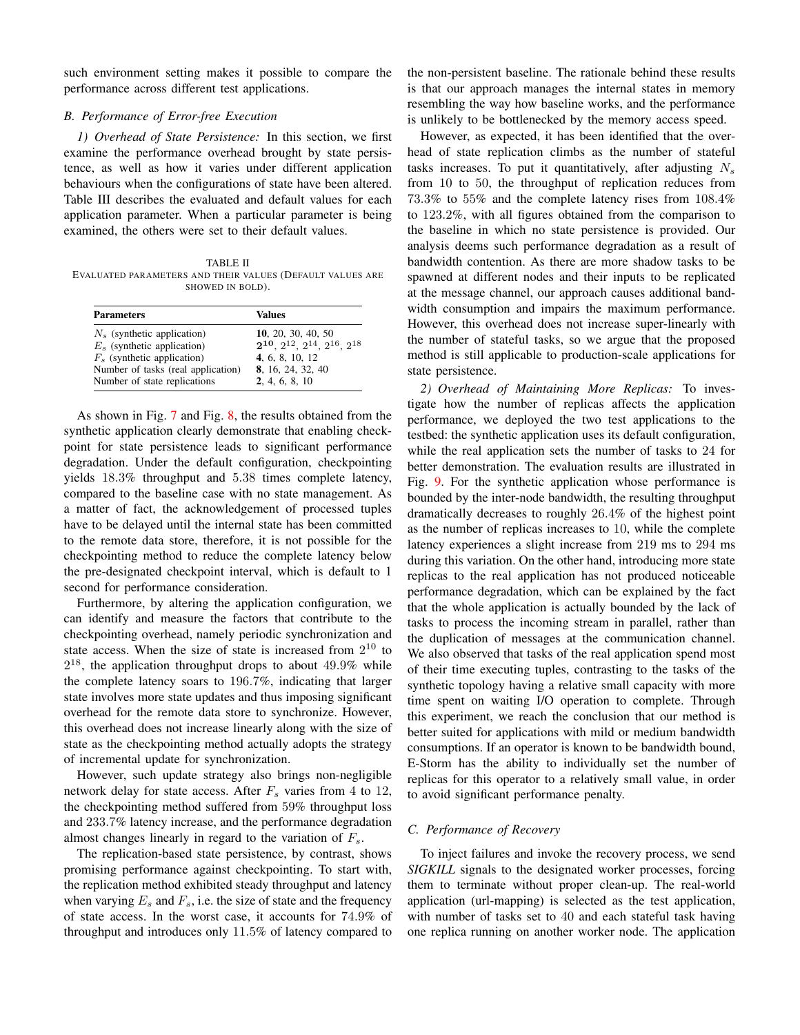such environment setting makes it possible to compare the performance across different test applications.

### B. Performance of Error-free Execution

*1) Overhead of State Persistence:* In this section, we first examine the performance overhead brought by state persistence, as well as how it varies under different application behaviours when the configurations of state have been altered. Table III describes the evaluated and default values for each application parameter. When a particular parameter is being examined, the others were set to their default values.

TABLE II
EVALUATED PARAMETERS AND THEIR VALUES (DEFAULT VALUES ARE SHOWED IN BOLD).

| Parameters | Values |
|---|---|
| $N_s$ (synthetic application) | **10**, 20, 30, 40, 50 |
| $E_s$ (synthetic application) | $\mathbf{2^{10}}$, $2^{12}$, $2^{14}$, $2^{16}$, $2^{18}$ |
| $F_s$ (synthetic application) | **4**, 6, 8, 10, 12 |
| Number of tasks (real application) | **8**, 16, 24, 32, 40 |
| Number of state replications | **2**, 4, 6, 8, 10 |

As shown in Fig. 7 and Fig. 8, the results obtained from the synthetic application clearly demonstrate that enabling checkpoint for state persistence leads to significant performance degradation. Under the default configuration, checkpointing yields 18.3% throughput and 5.38 times complete latency, compared to the baseline case with no state management. As a matter of fact, the acknowledgement of processed tuples have to be delayed until the internal state has been committed to the remote data store, therefore, it is not possible for the checkpointing method to reduce the complete latency below the pre-designated checkpoint interval, which is default to 1 second for performance consideration.

Furthermore, by altering the application configuration, we can identify and measure the factors that contribute to the checkpointing overhead, namely periodic synchronization and state access. When the size of state is increased from $2^{10}$ to $2^{18}$, the application throughput drops to about 49.9% while the complete latency soars to 196.7%, indicating that larger state involves more state updates and thus imposing significant overhead for the remote data store to synchronize. However, this overhead does not increase linearly along with the size of state as the checkpointing method actually adopts the strategy of incremental update for synchronization.

However, such update strategy also brings non-negligible network delay for state access. After $F_s$ varies from 4 to 12, the checkpointing method suffered from 59% throughput loss and 233.7% latency increase, and the performance degradation almost changes linearly in regard to the variation of $F_s$.

The replication-based state persistence, by contrast, shows promising performance against checkpointing. To start with, the replication method exhibited steady throughput and latency when varying $E_s$ and $F_s$, i.e. the size of state and the frequency of state access. In the worst case, it accounts for 74.9% of throughput and introduces only 11.5% of latency compared to the non-persistent baseline. The rationale behind these results is that our approach manages the internal states in memory resembling the way how baseline works, and the performance is unlikely to be bottlenecked by the memory access speed.

However, as expected, it has been identified that the overhead of state replication climbs as the number of stateful tasks increases. To put it quantitatively, after adjusting $N_s$ from 10 to 50, the throughput of replication reduces from 73.3% to 55% and the complete latency rises from 108.4% to 123.2%, with all figures obtained from the comparison to the baseline in which no state persistence is provided. Our analysis deems such performance degradation as a result of bandwidth contention. As there are more shadow tasks to be spawned at different nodes and their inputs to be replicated at the message channel, our approach causes additional bandwidth consumption and impairs the maximum performance. However, this overhead does not increase super-linearly with the number of stateful tasks, so we argue that the proposed method is still applicable to production-scale applications for state persistence.

*2) Overhead of Maintaining More Replicas:* To investigate how the number of replicas affects the application performance, we deployed the two test applications to the testbed: the synthetic application uses its default configuration, while the real application sets the number of tasks to 24 for better demonstration. The evaluation results are illustrated in Fig. 9. For the synthetic application whose performance is bounded by the inter-node bandwidth, the resulting throughput dramatically decreases to roughly 26.4% of the highest point as the number of replicas increases to 10, while the complete latency experiences a slight increase from 219 ms to 294 ms during this variation. On the other hand, introducing more state replicas to the real application has not produced noticeable performance degradation, which can be explained by the fact that the whole application is actually bounded by the lack of tasks to process the incoming stream in parallel, rather than the duplication of messages at the communication channel. We also observed that tasks of the real application spend most of their time executing tuples, contrasting to the tasks of the synthetic topology having a relative small capacity with more time spent on waiting I/O operation to complete. Through this experiment, we reach the conclusion that our method is better suited for applications with mild or medium bandwidth consumptions. If an operator is known to be bandwidth bound, E-Storm has the ability to individually set the number of replicas for this operator to a relatively small value, in order to avoid significant performance penalty.

### C. Performance of Recovery

To inject failures and invoke the recovery process, we send *SIGKILL* signals to the designated worker processes, forcing them to terminate without proper clean-up. The real-world application (url-mapping) is selected as the test application, with number of tasks set to 40 and each stateful task having one replica running on another worker node. The application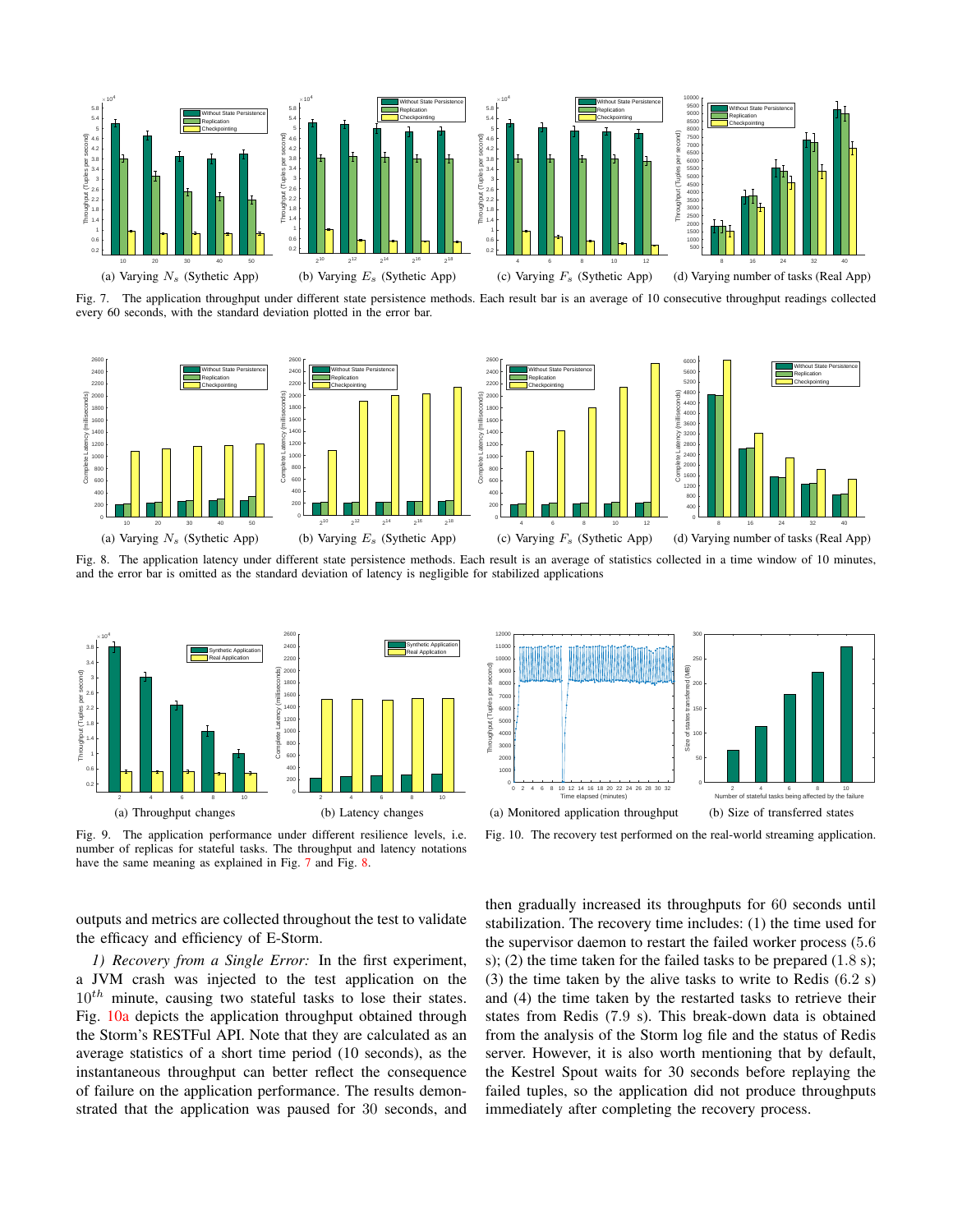(a) Varying $N_s$ (Sythetic App) (b) Varying $E_s$ (Sythetic App) (c) Varying $F_s$ (Sythetic App) (d) Varying number of tasks (Real App)

Fig. 7. The application throughput under different state persistence methods. Each result bar is an average of 10 consecutive throughput readings collected every 60 seconds, with the standard deviation plotted in the error bar.

(a) Varying $N_s$ (Sythetic App) (b) Varying $E_s$ (Sythetic App) (c) Varying $F_s$ (Sythetic App) (d) Varying number of tasks (Real App)

Fig. 8. The application latency under different state persistence methods. Each result is an average of statistics collected in a time window of 10 minutes, and the error bar is omitted as the standard deviation of latency is negligible for stabilized applications

(a) Throughput changes (b) Latency changes

Fig. 9. The application performance under different resilience levels, i.e. number of replicas for stateful tasks. The throughput and latency notations have the same meaning as explained in Fig. 7 and Fig. 8.

(a) Monitored application throughput (b) Size of transferred states

Fig. 10. The recovery test performed on the real-world streaming application.

outputs and metrics are collected throughout the test to validate the efficacy and efficiency of E-Storm.

*1) Recovery from a Single Error:* In the first experiment, a JVM crash was injected to the test application on the $10^{th}$ minute, causing two stateful tasks to lose their states. Fig. 10a depicts the application throughput obtained through the Storm's RESTFul API. Note that they are calculated as an average statistics of a short time period (10 seconds), as the instantaneous throughput can better reflect the consequence of failure on the application performance. The results demonstrated that the application was paused for 30 seconds, and then gradually increased its throughputs for 60 seconds until stabilization. The recovery time includes: (1) the time used for the supervisor daemon to restart the failed worker process (5.6 s); (2) the time taken for the failed tasks to be prepared (1.8 s); (3) the time taken by the alive tasks to write to Redis (6.2 s) and (4) the time taken by the restarted tasks to retrieve their states from Redis (7.9 s). This break-down data is obtained from the analysis of the Storm log file and the status of Redis server. However, it is also worth mentioning that by default, the Kestrel Spout waits for 30 seconds before replaying the failed tuples, so the application did not produce throughputs immediately after completing the recovery process.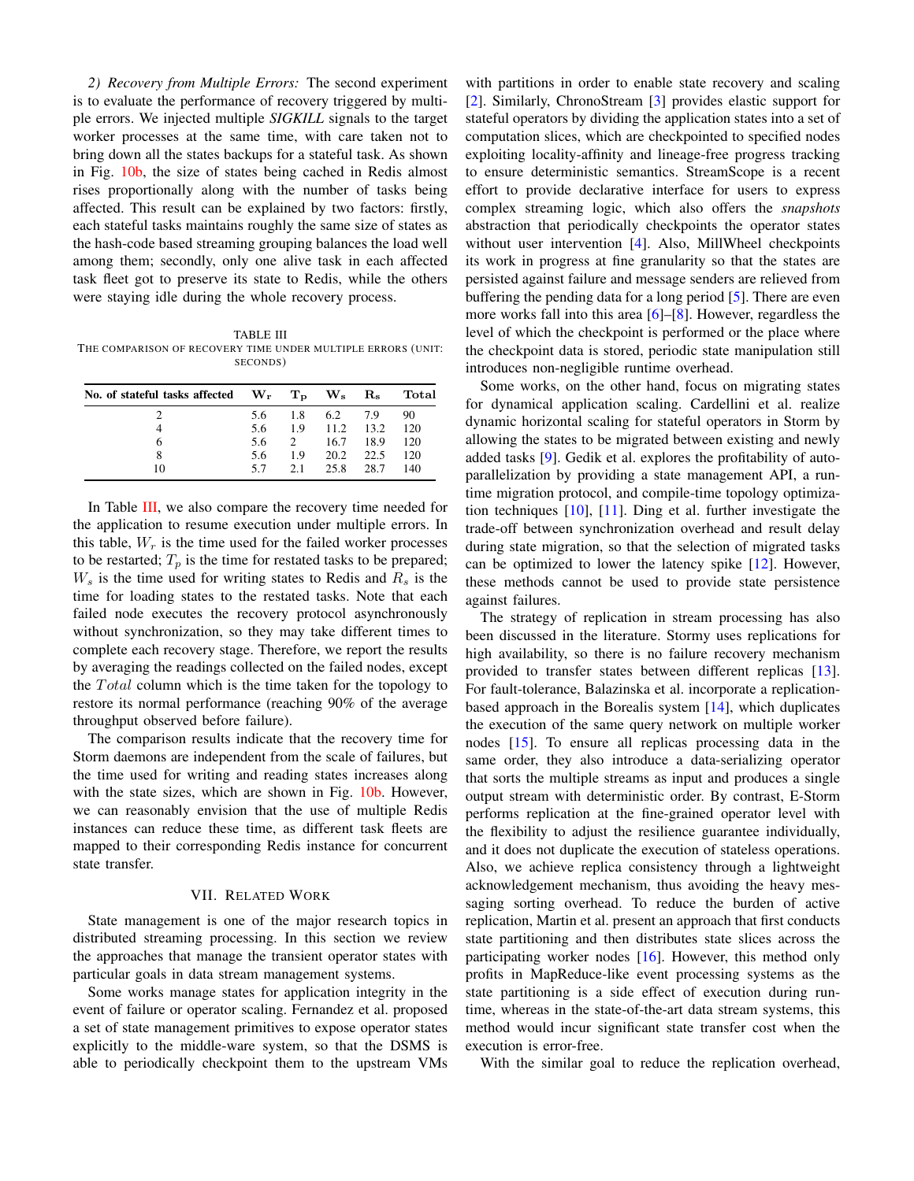*2) Recovery from Multiple Errors:* The second experiment is to evaluate the performance of recovery triggered by multiple errors. We injected multiple *SIGKILL* signals to the target worker processes at the same time, with care taken not to bring down all the states backups for a stateful task. As shown in Fig. 10b, the size of states being cached in Redis almost rises proportionally along with the number of tasks being affected. This result can be explained by two factors: firstly, each stateful tasks maintains roughly the same size of states as the hash-code based streaming grouping balances the load well among them; secondly, only one alive task in each affected task fleet got to preserve its state to Redis, while the others were staying idle during the whole recovery process.

TABLE III
THE COMPARISON OF RECOVERY TIME UNDER MULTIPLE ERRORS (UNIT: SECONDS)

| No. of stateful tasks affected | $\mathbf{W_r}$ | $\mathbf{T_p}$ | $\mathbf{W_s}$ | $\mathbf{R_s}$ | Total |
|---|---|---|---|---|---|
| 2 | 5.6 | 1.8 | 6.2 | 7.9 | 90 |
| 4 | 5.6 | 1.9 | 11.2 | 13.2 | 120 |
| 6 | 5.6 | 2 | 16.7 | 18.9 | 120 |
| 8 | 5.6 | 1.9 | 20.2 | 22.5 | 120 |
| 10 | 5.7 | 2.1 | 25.8 | 28.7 | 140 |

In Table III, we also compare the recovery time needed for the application to resume execution under multiple errors. In this table, $W_r$ is the time used for the failed worker processes to be restarted; $T_p$ is the time for restated tasks to be prepared; $W_s$ is the time used for writing states to Redis and $R_s$ is the time for loading states to the restated tasks. Note that each failed node executes the recovery protocol asynchronously without synchronization, so they may take different times to complete each recovery stage. Therefore, we report the results by averaging the readings collected on the failed nodes, except the $Total$ column which is the time taken for the topology to restore its normal performance (reaching 90% of the average throughput observed before failure).

The comparison results indicate that the recovery time for Storm daemons are independent from the scale of failures, but the time used for writing and reading states increases along with the state sizes, which are shown in Fig. 10b. However, we can reasonably envision that the use of multiple Redis instances can reduce these time, as different task fleets are mapped to their corresponding Redis instance for concurrent state transfer.

## VII. Related Work

State management is one of the major research topics in distributed streaming processing. In this section we review the approaches that manage the transient operator states with particular goals in data stream management systems.

Some works manage states for application integrity in the event of failure or operator scaling. Fernandez et al. proposed a set of state management primitives to expose operator states explicitly to the middle-ware system, so that the DSMS is able to periodically checkpoint them to the upstream VMs with partitions in order to enable state recovery and scaling [2]. Similarly, ChronoStream [3] provides elastic support for stateful operators by dividing the application states into a set of computation slices, which are checkpointed to specified nodes exploiting locality-affinity and lineage-free progress tracking to ensure deterministic semantics. StreamScope is a recent effort to provide declarative interface for users to express complex streaming logic, which also offers the *snapshots* abstraction that periodically checkpoints the operator states without user intervention [4]. Also, MillWheel checkpoints its work in progress at fine granularity so that the states are persisted against failure and message senders are relieved from buffering the pending data for a long period [5]. There are even more works fall into this area [6]–[8]. However, regardless the level of which the checkpoint is performed or the place where the checkpoint data is stored, periodic state manipulation still introduces non-negligible runtime overhead.

Some works, on the other hand, focus on migrating states for dynamical application scaling. Cardellini et al. realize dynamic horizontal scaling for stateful operators in Storm by allowing the states to be migrated between existing and newly added tasks [9]. Gedik et al. explores the profitability of auto-parallelization by providing a state management API, a runtime migration protocol, and compile-time topology optimization techniques [10], [11]. Ding et al. further investigate the trade-off between synchronization overhead and result delay during state migration, so that the selection of migrated tasks can be optimized to lower the latency spike [12]. However, these methods cannot be used to provide state persistence against failures.

The strategy of replication in stream processing has also been discussed in the literature. Stormy uses replications for high availability, so there is no failure recovery mechanism provided to transfer states between different replicas [13]. For fault-tolerance, Balazinska et al. incorporate a replication-based approach in the Borealis system [14], which duplicates the execution of the same query network on multiple worker nodes [15]. To ensure all replicas processing data in the same order, they also introduce a data-serializing operator that sorts the multiple streams as input and produces a single output stream with deterministic order. By contrast, E-Storm performs replication at the fine-grained operator level with the flexibility to adjust the resilience guarantee individually, and it does not duplicate the execution of stateless operations. Also, we achieve replica consistency through a lightweight acknowledgement mechanism, thus avoiding the heavy messaging sorting overhead. To reduce the burden of active replication, Martin et al. present an approach that first conducts state partitioning and then distributes state slices across the participating worker nodes [16]. However, this method only profits in MapReduce-like event processing systems as the state partitioning is a side effect of execution during runtime, whereas in the state-of-the-art data stream systems, this method would incur significant state transfer cost when the execution is error-free.

With the similar goal to reduce the replication overhead,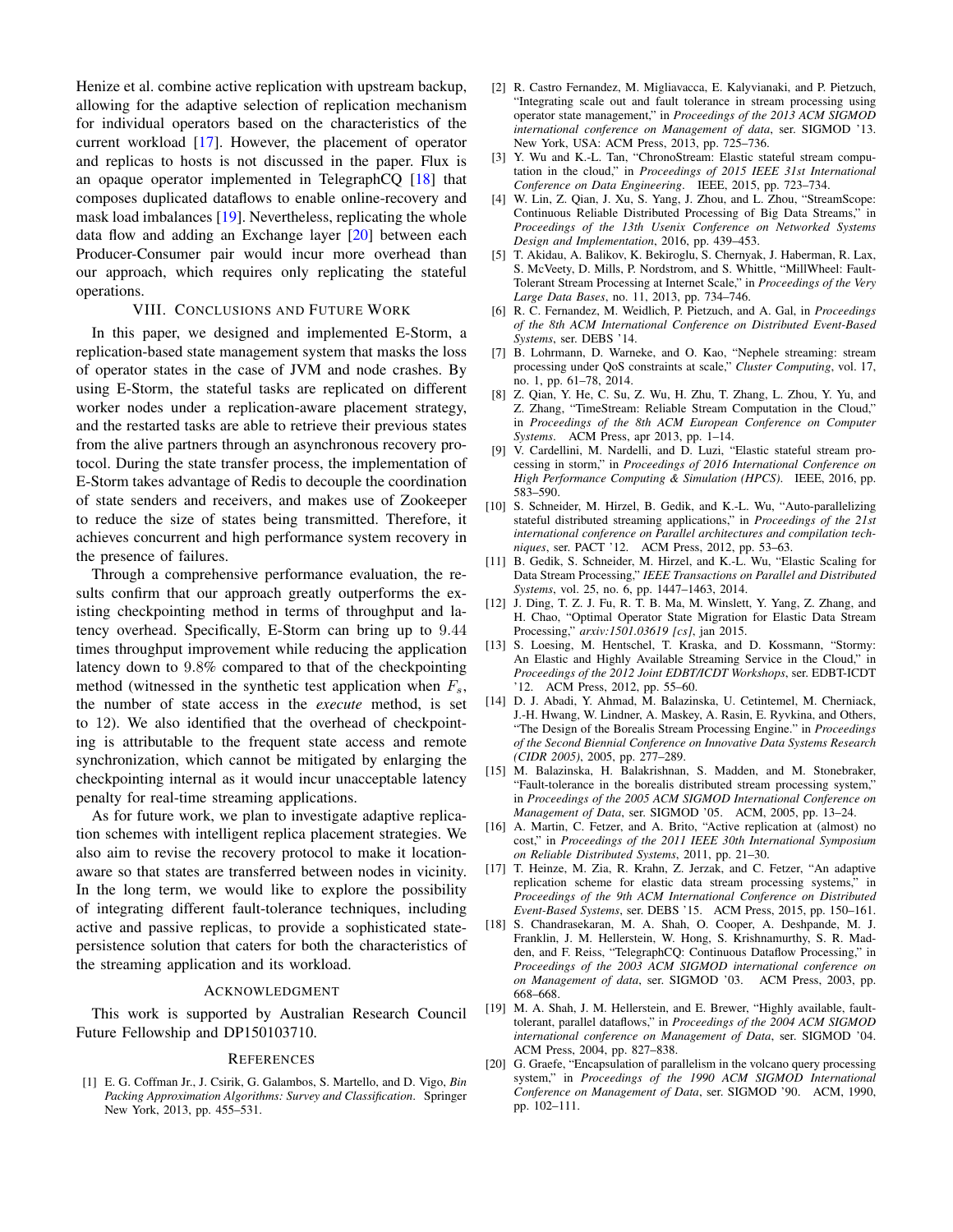Henize et al. combine active replication with upstream backup, allowing for the adaptive selection of replication mechanism for individual operators based on the characteristics of the current workload [17]. However, the placement of operator and replicas to hosts is not discussed in the paper. Flux is an opaque operator implemented in TelegraphCQ [18] that composes duplicated dataflows to enable online-recovery and mask load imbalances [19]. Nevertheless, replicating the whole data flow and adding an Exchange layer [20] between each Producer-Consumer pair would incur more overhead than our approach, which requires only replicating the stateful operations.

## VIII. Conclusions and Future Work

In this paper, we designed and implemented E-Storm, a replication-based state management system that masks the loss of operator states in the case of JVM and node crashes. By using E-Storm, the stateful tasks are replicated on different worker nodes under a replication-aware placement strategy, and the restarted tasks are able to retrieve their previous states from the alive partners through an asynchronous recovery protocol. During the state transfer process, the implementation of E-Storm takes advantage of Redis to decouple the coordination of state senders and receivers, and makes use of Zookeeper to reduce the size of states being transmitted. Therefore, it achieves concurrent and high performance system recovery in the presence of failures.

Through a comprehensive performance evaluation, the results confirm that our approach greatly outperforms the existing checkpointing method in terms of throughput and latency overhead. Specifically, E-Storm can bring up to 9.44 times throughput improvement while reducing the application latency down to 9.8% compared to that of the checkpointing method (witnessed in the synthetic test application when $F_s$, the number of state access in the *execute* method, is set to 12). We also identified that the overhead of checkpointing is attributable to the frequent state access and remote synchronization, which cannot be mitigated by enlarging the checkpointing internal as it would incur unacceptable latency penalty for real-time streaming applications.

As for future work, we plan to investigate adaptive replication schemes with intelligent replica placement strategies. We also aim to revise the recovery protocol to make it location-aware so that states are transferred between nodes in vicinity. In the long term, we would like to explore the possibility of integrating different fault-tolerance techniques, including active and passive replicas, to provide a sophisticated state-persistence solution that caters for both the characteristics of the streaming application and its workload.

## Acknowledgment

This work is supported by Australian Research Council Future Fellowship and DP150103710.

## References

[1] E. G. Coffman Jr., J. Csirik, G. Galambos, S. Martello, and D. Vigo, *Bin Packing Approximation Algorithms: Survey and Classification*. Springer New York, 2013, pp. 455–531.

[2] R. Castro Fernandez, M. Migliavacca, E. Kalyvianaki, and P. Pietzuch, "Integrating scale out and fault tolerance in stream processing using operator state management," in *Proceedings of the 2013 ACM SIGMOD international conference on Management of data*, ser. SIGMOD '13. New York, USA: ACM Press, 2013, pp. 725–736.

[3] Y. Wu and K.-L. Tan, "ChronoStream: Elastic stateful stream computation in the cloud," in *Proceedings of 2015 IEEE 31st International Conference on Data Engineering*. IEEE, 2015, pp. 723–734.

[4] W. Lin, Z. Qian, J. Xu, S. Yang, J. Zhou, and L. Zhou, "StreamScope: Continuous Reliable Distributed Processing of Big Data Streams," in *Proceedings of the 13th Usenix Conference on Networked Systems Design and Implementation*, 2016, pp. 439–453.

[5] T. Akidau, A. Balikov, K. Bekiroglu, S. Chernyak, J. Haberman, R. Lax, S. McVeety, D. Mills, P. Nordstrom, and S. Whittle, "MillWheel: Fault-Tolerant Stream Processing at Internet Scale," in *Proceedings of the Very Large Data Bases*, no. 11, 2013, pp. 734–746.

[6] R. C. Fernandez, M. Weidlich, P. Pietzuch, and A. Gal, in *Proceedings of the 8th ACM International Conference on Distributed Event-Based Systems*, ser. DEBS '14.

[7] B. Lohrmann, D. Warneke, and O. Kao, "Nephele streaming: stream processing under QoS constraints at scale," *Cluster Computing*, vol. 17, no. 1, pp. 61–78, 2014.

[8] Z. Qian, Y. He, C. Su, Z. Wu, H. Zhu, T. Zhang, L. Zhou, Y. Yu, and Z. Zhang, "TimeStream: Reliable Stream Computation in the Cloud," in *Proceedings of the 8th ACM European Conference on Computer Systems*. ACM Press, apr 2013, pp. 1–14.

[9] V. Cardellini, M. Nardelli, and D. Luzi, "Elastic stateful stream processing in storm," in *Proceedings of 2016 International Conference on High Performance Computing & Simulation (HPCS)*. IEEE, 2016, pp. 583–590.

[10] S. Schneider, M. Hirzel, B. Gedik, and K.-L. Wu, "Auto-parallelizing stateful distributed streaming applications," in *Proceedings of the 21st international conference on Parallel architectures and compilation techniques*, ser. PACT '12. ACM Press, 2012, pp. 53–63.

[11] B. Gedik, S. Schneider, M. Hirzel, and K.-L. Wu, "Elastic Scaling for Data Stream Processing," *IEEE Transactions on Parallel and Distributed Systems*, vol. 25, no. 6, pp. 1447–1463, 2014.

[12] J. Ding, T. Z. J. Fu, R. T. B. Ma, M. Winslett, Y. Yang, Z. Zhang, and H. Chao, "Optimal Operator State Migration for Elastic Data Stream Processing," *arxiv:1501.03619 [cs]*, jan 2015.

[13] S. Loesing, M. Hentschel, T. Kraska, and D. Kossmann, "Stormy: An Elastic and Highly Available Streaming Service in the Cloud," in *Proceedings of the 2012 Joint EDBT/ICDT Workshops*, ser. EDBT-ICDT '12. ACM Press, 2012, pp. 55–60.

[14] D. J. Abadi, Y. Ahmad, M. Balazinska, U. Cetintemel, M. Cherniack, J.-H. Hwang, W. Lindner, A. Maskey, A. Rasin, E. Ryvkina, and Others, "The Design of the Borealis Stream Processing Engine." in *Proceedings of the Second Biennial Conference on Innovative Data Systems Research (CIDR 2005)*, 2005, pp. 277–289.

[15] M. Balazinska, H. Balakrishnan, S. Madden, and M. Stonebraker, "Fault-tolerance in the borealis distributed stream processing system," in *Proceedings of the 2005 ACM SIGMOD International Conference on Management of Data*, ser. SIGMOD '05. ACM, 2005, pp. 13–24.

[16] A. Martin, C. Fetzer, and A. Brito, "Active replication at (almost) no cost," in *Proceedings of the 2011 IEEE 30th International Symposium on Reliable Distributed Systems*, 2011, pp. 21–30.

[17] T. Heinze, M. Zia, R. Krahn, Z. Jerzak, and C. Fetzer, "An adaptive replication scheme for elastic data stream processing systems," in *Proceedings of the 9th ACM International Conference on Distributed Event-Based Systems*, ser. DEBS '15. ACM Press, 2015, pp. 150–161.

[18] S. Chandrasekaran, M. A. Shah, O. Cooper, A. Deshpande, M. J. Franklin, J. M. Hellerstein, W. Hong, S. Krishnamurthy, S. R. Madden, and F. Reiss, "TelegraphCQ: Continuous Dataflow Processing," in *Proceedings of the 2003 ACM SIGMOD international conference on on Management of data*, ser. SIGMOD '03. ACM Press, 2003, pp. 668–668.

[19] M. A. Shah, J. M. Hellerstein, and E. Brewer, "Highly available, fault-tolerant, parallel dataflows," in *Proceedings of the 2004 ACM SIGMOD international conference on Management of Data*, ser. SIGMOD '04. ACM Press, 2004, pp. 827–838.

[20] G. Graefe, "Encapsulation of parallelism in the volcano query processing system," in *Proceedings of the 1990 ACM SIGMOD International Conference on Management of Data*, ser. SIGMOD '90. ACM, 1990, pp. 102–111.